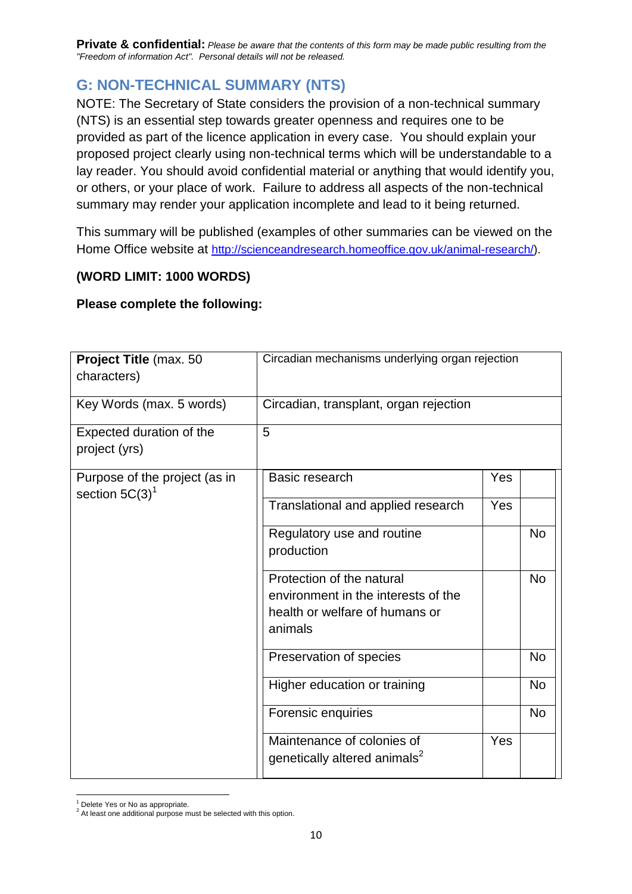**Private & confidential:** *Please be aware that the contents of this form may be made public resulting from the "Freedom of information Act". Personal details will not be released.*

## G: NON-TECHNICAL SUMMARY (NTS)

NOTE: The Secretary of State considers the provision of a non-technical summary (NTS) is an essential step towards greater openness and requires one to be provided as part of the licence application in every case. You should explain your proposed project clearly using non-technical terms which will be understandable to a lay reader. You should avoid confidential material or anything that would identify you, or others, or your place of work. Failure to address all aspects of the non-technical summary may render your application incomplete and lead to it being returned.

This summary will be published (examples of other summaries can be viewed on the Home Office website at http://scienceandresearch.homeoffice.gov.uk/animal-research/).

**(WORD LIMIT: 1000 WORDS)**

**Please complete the following:**

| **Project Title** (max. 50 characters) | Circadian mechanisms underlying organ rejection | | |
|---|---|---|---|
| Key Words (max. 5 words) | Circadian, transplant, organ rejection | | |
| Expected duration of the project (yrs) | 5 | | |
| Purpose of the project (as in section 5C(3)[1] | Basic research | Yes | |
| | Translational and applied research | Yes | |
| | Regulatory use and routine production | | No |
| | Protection of the natural environment in the interests of the health or welfare of humans or animals | | No |
| | Preservation of species | | No |
| | Higher education or training | | No |
| | Forensic enquiries | | No |
| | Maintenance of colonies of genetically altered animals[2] | Yes | |

[1] Delete Yes or No as appropriate.
[2] At least one additional purpose must be selected with this option.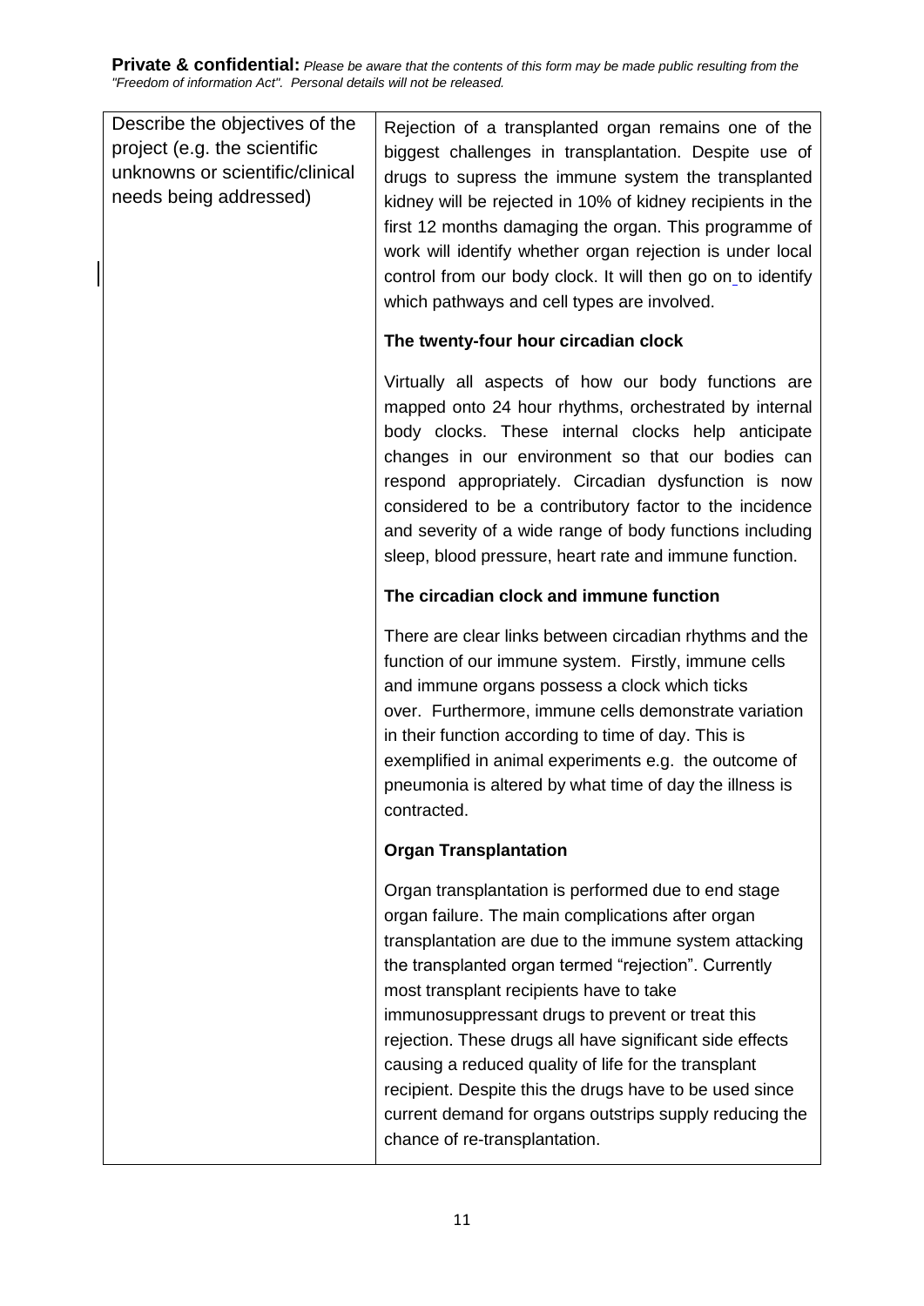**Private & confidential:** *Please be aware that the contents of this form may be made public resulting from the "Freedom of information Act". Personal details will not be released.*

| Describe the objectives of the project (e.g. the scientific unknowns or scientific/clinical needs being addressed) | Rejection of a transplanted organ remains one of the biggest challenges in transplantation. Despite use of drugs to supress the immune system the transplanted kidney will be rejected in 10% of kidney recipients in the first 12 months damaging the organ. This programme of work will identify whether organ rejection is under local control from our body clock. It will then go on to identify which pathways and cell types are involved.<br><br>**The twenty-four hour circadian clock**<br><br>Virtually all aspects of how our body functions are mapped onto 24 hour rhythms, orchestrated by internal body clocks. These internal clocks help anticipate changes in our environment so that our bodies can respond appropriately. Circadian dysfunction is now considered to be a contributory factor to the incidence and severity of a wide range of body functions including sleep, blood pressure, heart rate and immune function.<br><br>**The circadian clock and immune function**<br><br>There are clear links between circadian rhythms and the function of our immune system. Firstly, immune cells and immune organs possess a clock which ticks over. Furthermore, immune cells demonstrate variation in their function according to time of day. This is exemplified in animal experiments e.g. the outcome of pneumonia is altered by what time of day the illness is contracted.<br><br>**Organ Transplantation**<br><br>Organ transplantation is performed due to end stage organ failure. The main complications after organ transplantation are due to the immune system attacking the transplanted organ termed "rejection". Currently most transplant recipients have to take immunosuppressant drugs to prevent or treat this rejection. These drugs all have significant side effects causing a reduced quality of life for the transplant recipient. Despite this the drugs have to be used since current demand for organs outstrips supply reducing the chance of re-transplantation. |
| --- | --- |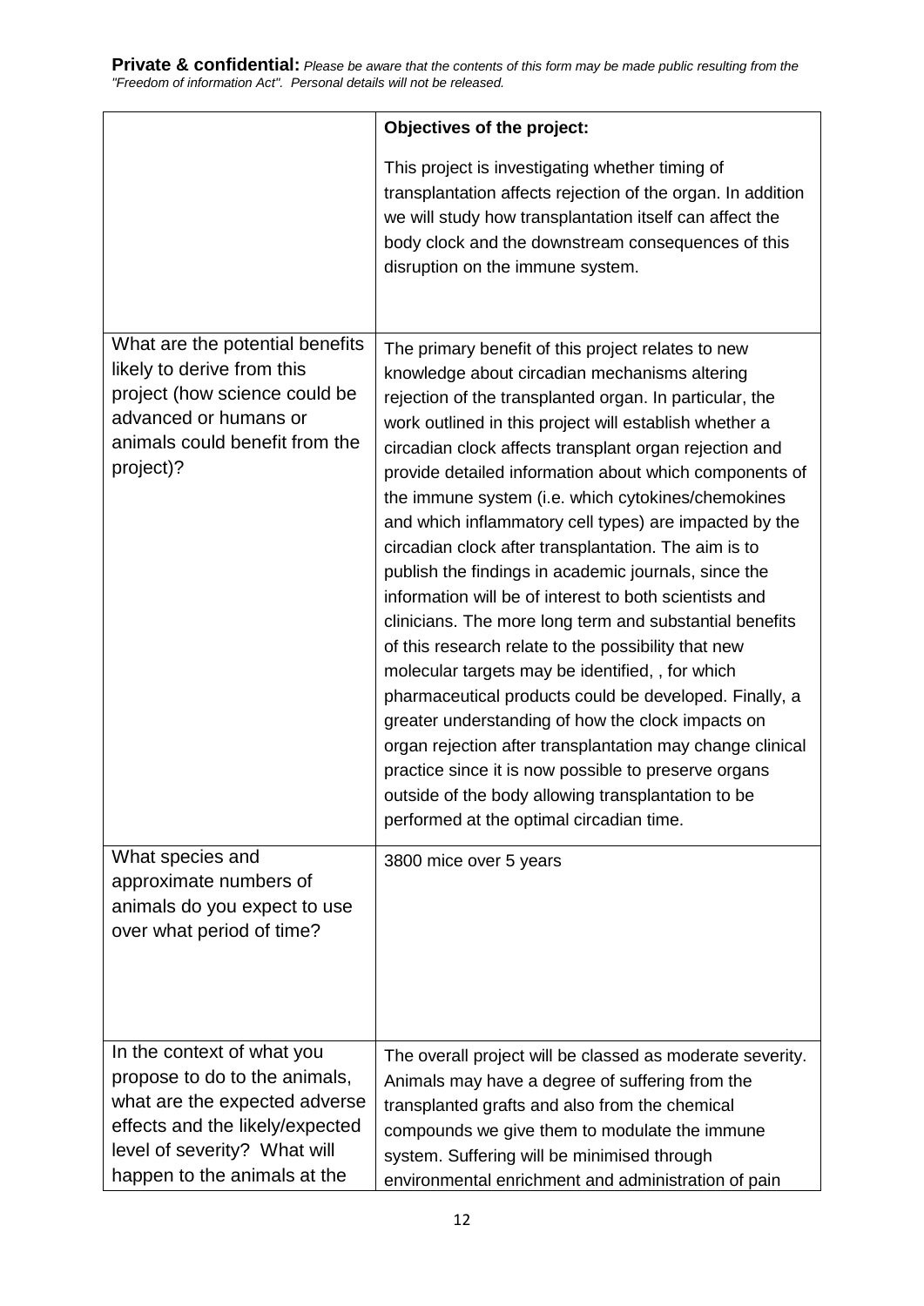**Private & confidential:** *Please be aware that the contents of this form may be made public resulting from the "Freedom of information Act". Personal details will not be released.*

| | |
|---|---|
| | **Objectives of the project:** This project is investigating whether timing of transplantation affects rejection of the organ. In addition we will study how transplantation itself can affect the body clock and the downstream consequences of this disruption on the immune system. |
| What are the potential benefits likely to derive from this project (how science could be advanced or humans or animals could benefit from the project)? | The primary benefit of this project relates to new knowledge about circadian mechanisms altering rejection of the transplanted organ. In particular, the work outlined in this project will establish whether a circadian clock affects transplant organ rejection and provide detailed information about which components of the immune system (i.e. which cytokines/chemokines and which inflammatory cell types) are impacted by the circadian clock after transplantation. The aim is to publish the findings in academic journals, since the information will be of interest to both scientists and clinicians. The more long term and substantial benefits of this research relate to the possibility that new molecular targets may be identified, , for which pharmaceutical products could be developed. Finally, a greater understanding of how the clock impacts on organ rejection after transplantation may change clinical practice since it is now possible to preserve organs outside of the body allowing transplantation to be performed at the optimal circadian time. |
| What species and approximate numbers of animals do you expect to use over what period of time? | 3800 mice over 5 years |
| In the context of what you propose to do to the animals, what are the expected adverse effects and the likely/expected level of severity? What will happen to the animals at the | The overall project will be classed as moderate severity. Animals may have a degree of suffering from the transplanted grafts and also from the chemical compounds we give them to modulate the immune system. Suffering will be minimised through environmental enrichment and administration of pain |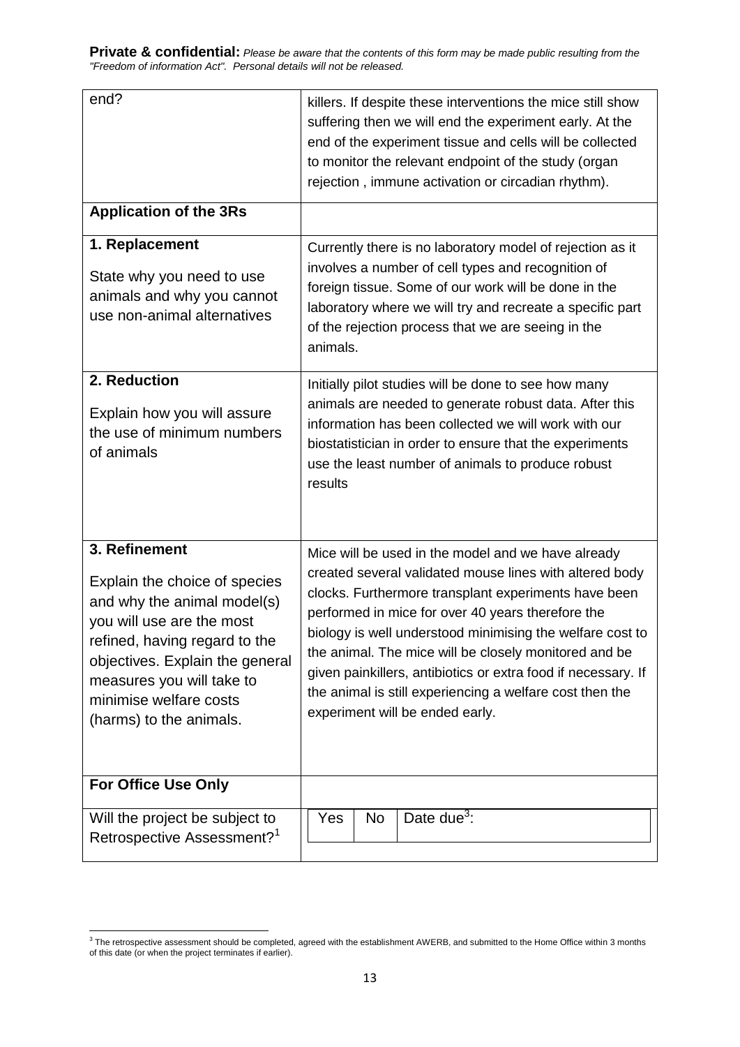**Private & confidential:** *Please be aware that the contents of this form may be made public resulting from the "Freedom of information Act". Personal details will not be released.*

| | |
|---|---|
| end? | killers. If despite these interventions the mice still show suffering then we will end the experiment early. At the end of the experiment tissue and cells will be collected to monitor the relevant endpoint of the study (organ rejection , immune activation or circadian rhythm). |
| **Application of the 3Rs** | |
| **1. Replacement**<br><br>State why you need to use animals and why you cannot use non-animal alternatives | Currently there is no laboratory model of rejection as it involves a number of cell types and recognition of foreign tissue. Some of our work will be done in the laboratory where we will try and recreate a specific part of the rejection process that we are seeing in the animals. |
| **2. Reduction**<br><br>Explain how you will assure the use of minimum numbers of animals | Initially pilot studies will be done to see how many animals are needed to generate robust data. After this information has been collected we will work with our biostatistician in order to ensure that the experiments use the least number of animals to produce robust results |
| **3. Refinement**<br><br>Explain the choice of species and why the animal model(s) you will use are the most refined, having regard to the objectives. Explain the general measures you will take to minimise welfare costs (harms) to the animals. | Mice will be used in the model and we have already created several validated mouse lines with altered body clocks. Furthermore transplant experiments have been performed in mice for over 40 years therefore the biology is well understood minimising the welfare cost to the animal. The mice will be closely monitored and be given painkillers, antibiotics or extra food if necessary. If the animal is still experiencing a welfare cost then the experiment will be ended early. |
| **For Office Use Only** | |
| Will the project be subject to Retrospective Assessment?[1] | Yes \| No \| Date due[3]: |

[3] The retrospective assessment should be completed, agreed with the establishment AWERB, and submitted to the Home Office within 3 months of this date (or when the project terminates if earlier).